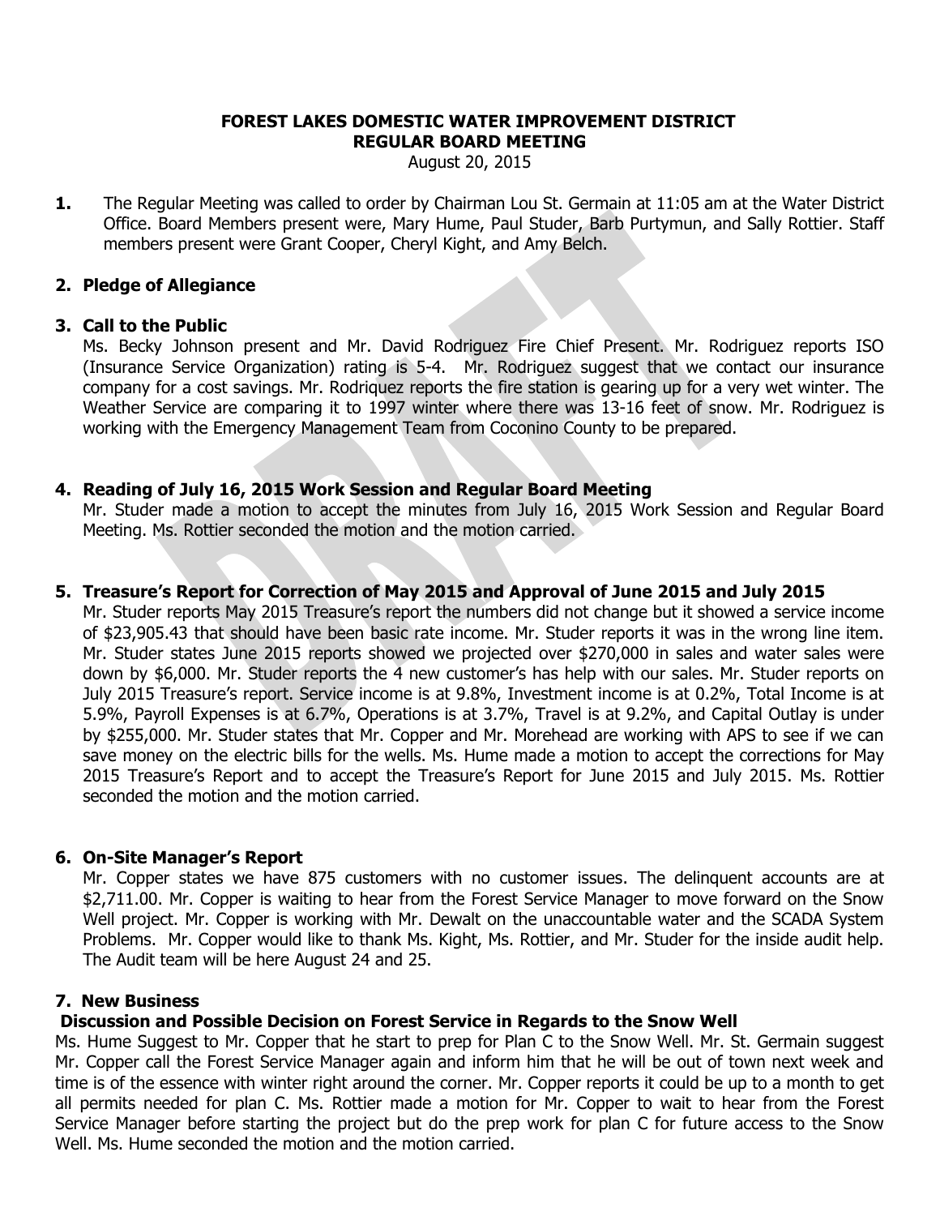# FOREST LAKES DOMESTIC WATER IMPROVEMENT DISTRICT
## REGULAR BOARD MEETING

August 20, 2015

**1.** The Regular Meeting was called to order by Chairman Lou St. Germain at 11:05 am at the Water District Office. Board Members present were, Mary Hume, Paul Studer, Barb Purtymun, and Sally Rottier. Staff members present were Grant Cooper, Cheryl Kight, and Amy Belch.

**2. Pledge of Allegiance**

**3. Call to the Public**

Ms. Becky Johnson present and Mr. David Rodriguez Fire Chief Present. Mr. Rodriguez reports ISO (Insurance Service Organization) rating is 5-4. Mr. Rodriguez suggest that we contact our insurance company for a cost savings. Mr. Rodriquez reports the fire station is gearing up for a very wet winter. The Weather Service are comparing it to 1997 winter where there was 13-16 feet of snow. Mr. Rodriguez is working with the Emergency Management Team from Coconino County to be prepared.

**4. Reading of July 16, 2015 Work Session and Regular Board Meeting**

Mr. Studer made a motion to accept the minutes from July 16, 2015 Work Session and Regular Board Meeting. Ms. Rottier seconded the motion and the motion carried.

**5. Treasure's Report for Correction of May 2015 and Approval of June 2015 and July 2015**

Mr. Studer reports May 2015 Treasure's report the numbers did not change but it showed a service income of $23,905.43 that should have been basic rate income. Mr. Studer reports it was in the wrong line item. Mr. Studer states June 2015 reports showed we projected over $270,000 in sales and water sales were down by $6,000. Mr. Studer reports the 4 new customer's has help with our sales. Mr. Studer reports on July 2015 Treasure's report. Service income is at 9.8%, Investment income is at 0.2%, Total Income is at 5.9%, Payroll Expenses is at 6.7%, Operations is at 3.7%, Travel is at 9.2%, and Capital Outlay is under by $255,000. Mr. Studer states that Mr. Copper and Mr. Morehead are working with APS to see if we can save money on the electric bills for the wells. Ms. Hume made a motion to accept the corrections for May 2015 Treasure's Report and to accept the Treasure's Report for June 2015 and July 2015. Ms. Rottier seconded the motion and the motion carried.

**6. On-Site Manager's Report**

Mr. Copper states we have 875 customers with no customer issues. The delinquent accounts are at $2,711.00. Mr. Copper is waiting to hear from the Forest Service Manager to move forward on the Snow Well project. Mr. Copper is working with Mr. Dewalt on the unaccountable water and the SCADA System Problems. Mr. Copper would like to thank Ms. Kight, Ms. Rottier, and Mr. Studer for the inside audit help. The Audit team will be here August 24 and 25.

**7. New Business**

**Discussion and Possible Decision on Forest Service in Regards to the Snow Well**

Ms. Hume Suggest to Mr. Copper that he start to prep for Plan C to the Snow Well. Mr. St. Germain suggest Mr. Copper call the Forest Service Manager again and inform him that he will be out of town next week and time is of the essence with winter right around the corner. Mr. Copper reports it could be up to a month to get all permits needed for plan C. Ms. Rottier made a motion for Mr. Copper to wait to hear from the Forest Service Manager before starting the project but do the prep work for plan C for future access to the Snow Well. Ms. Hume seconded the motion and the motion carried.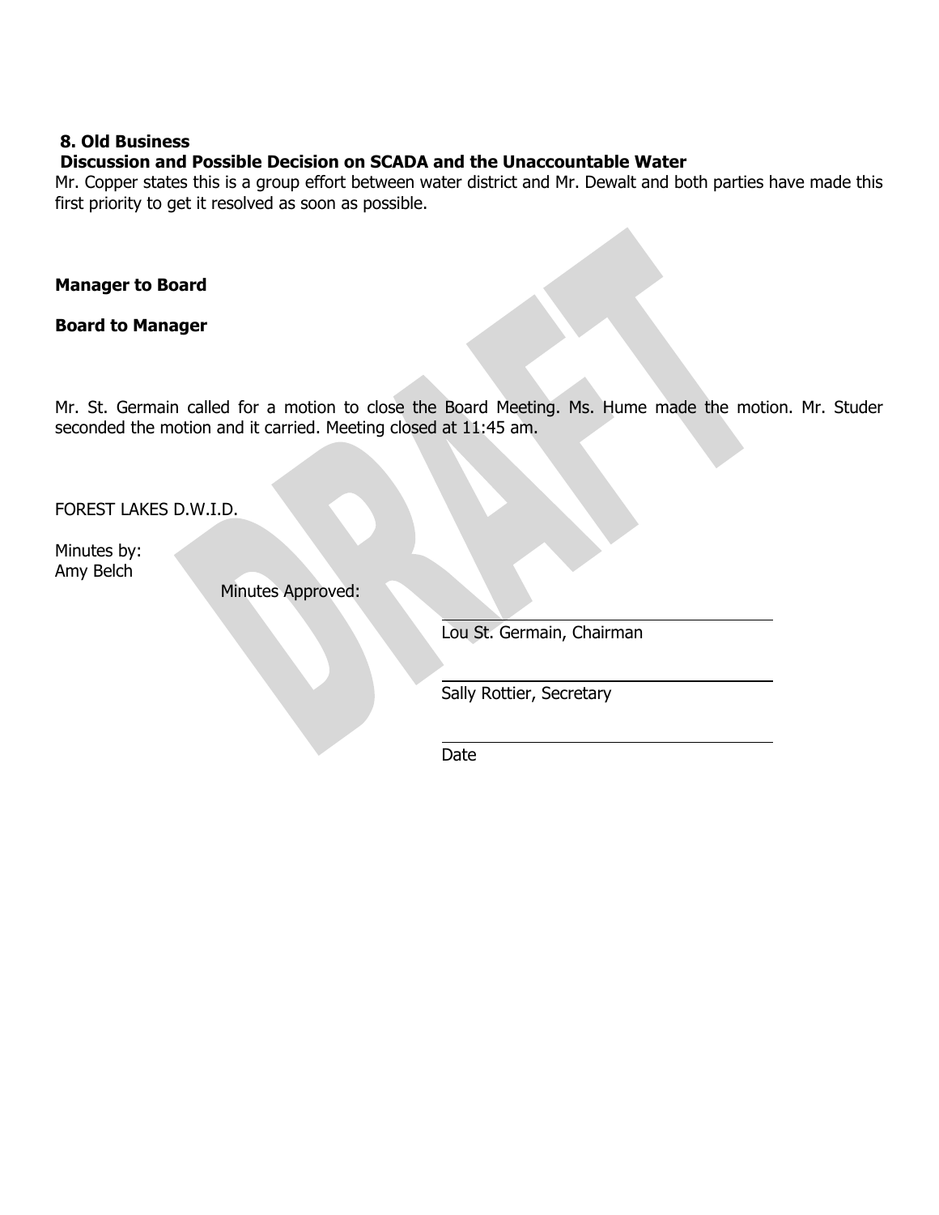**8. Old Business**

**Discussion and Possible Decision on SCADA and the Unaccountable Water**

Mr. Copper states this is a group effort between water district and Mr. Dewalt and both parties have made this first priority to get it resolved as soon as possible.

**Manager to Board**

**Board to Manager**

Mr. St. Germain called for a motion to close the Board Meeting. Ms. Hume made the motion. Mr. Studer seconded the motion and it carried. Meeting closed at 11:45 am.

FOREST LAKES D.W.I.D.

Minutes by:
Amy Belch

Minutes Approved:

Lou St. Germain, Chairman

Sally Rottier, Secretary

Date